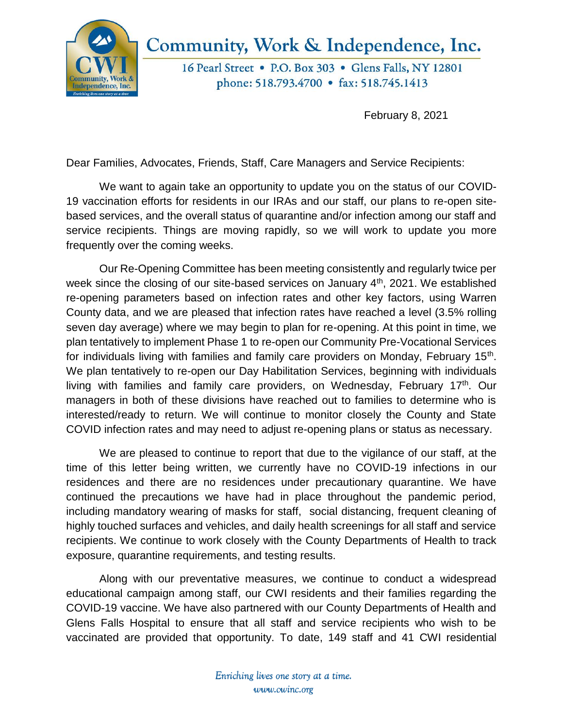# Community, Work & Independence, Inc.

16 Pearl Street • P.O. Box 303 • Glens Falls, NY 12801
phone: 518.793.4700 • fax: 518.745.1413

February 8, 2021

Dear Families, Advocates, Friends, Staff, Care Managers and Service Recipients:

We want to again take an opportunity to update you on the status of our COVID-19 vaccination efforts for residents in our IRAs and our staff, our plans to re-open site-based services, and the overall status of quarantine and/or infection among our staff and service recipients. Things are moving rapidly, so we will work to update you more frequently over the coming weeks.

Our Re-Opening Committee has been meeting consistently and regularly twice per week since the closing of our site-based services on January 4th, 2021. We established re-opening parameters based on infection rates and other key factors, using Warren County data, and we are pleased that infection rates have reached a level (3.5% rolling seven day average) where we may begin to plan for re-opening. At this point in time, we plan tentatively to implement Phase 1 to re-open our Community Pre-Vocational Services for individuals living with families and family care providers on Monday, February 15th. We plan tentatively to re-open our Day Habilitation Services, beginning with individuals living with families and family care providers, on Wednesday, February 17th. Our managers in both of these divisions have reached out to families to determine who is interested/ready to return. We will continue to monitor closely the County and State COVID infection rates and may need to adjust re-opening plans or status as necessary.

We are pleased to continue to report that due to the vigilance of our staff, at the time of this letter being written, we currently have no COVID-19 infections in our residences and there are no residences under precautionary quarantine. We have continued the precautions we have had in place throughout the pandemic period, including mandatory wearing of masks for staff, social distancing, frequent cleaning of highly touched surfaces and vehicles, and daily health screenings for all staff and service recipients. We continue to work closely with the County Departments of Health to track exposure, quarantine requirements, and testing results.

Along with our preventative measures, we continue to conduct a widespread educational campaign among staff, our CWI residents and their families regarding the COVID-19 vaccine. We have also partnered with our County Departments of Health and Glens Falls Hospital to ensure that all staff and service recipients who wish to be vaccinated are provided that opportunity. To date, 149 staff and 41 CWI residential

*Enriching lives one story at a time.*
*www.cwinc.org*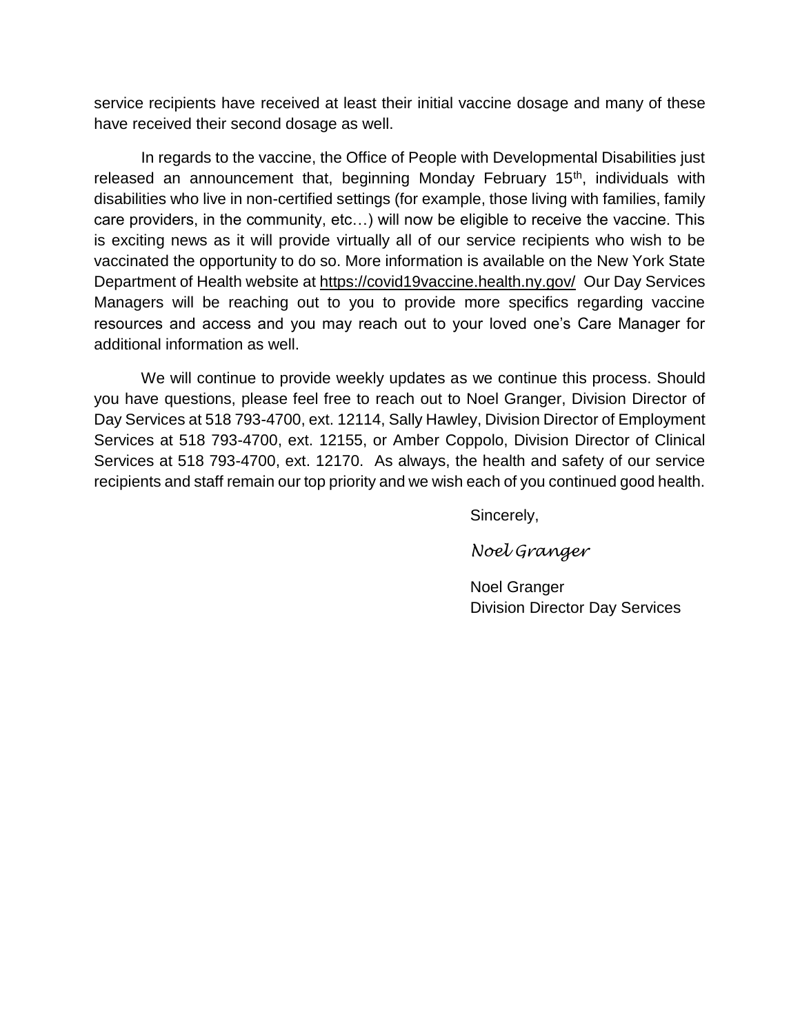service recipients have received at least their initial vaccine dosage and many of these have received their second dosage as well.

In regards to the vaccine, the Office of People with Developmental Disabilities just released an announcement that, beginning Monday February 15th, individuals with disabilities who live in non-certified settings (for example, those living with families, family care providers, in the community, etc…) will now be eligible to receive the vaccine. This is exciting news as it will provide virtually all of our service recipients who wish to be vaccinated the opportunity to do so. More information is available on the New York State Department of Health website at https://covid19vaccine.health.ny.gov/ Our Day Services Managers will be reaching out to you to provide more specifics regarding vaccine resources and access and you may reach out to your loved one's Care Manager for additional information as well.

We will continue to provide weekly updates as we continue this process. Should you have questions, please feel free to reach out to Noel Granger, Division Director of Day Services at 518 793-4700, ext. 12114, Sally Hawley, Division Director of Employment Services at 518 793-4700, ext. 12155, or Amber Coppolo, Division Director of Clinical Services at 518 793-4700, ext. 12170. As always, the health and safety of our service recipients and staff remain our top priority and we wish each of you continued good health.

Sincerely,

*Noel Granger*

Noel Granger
Division Director Day Services